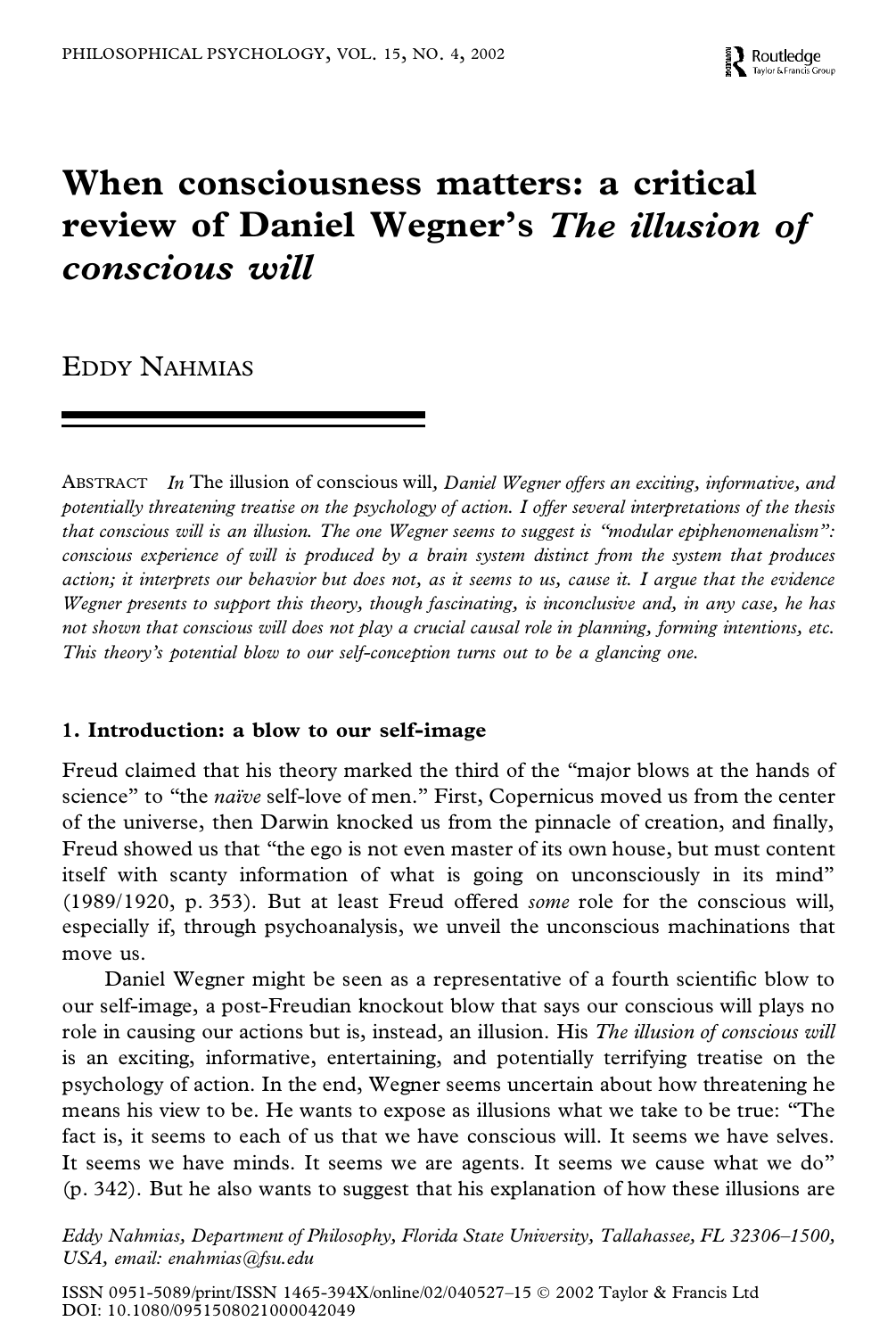# When consciousness matters: a critical review of Daniel Wegner's *The illusion of conscious will*

EDDY NAHMIAS

ABSTRACT *In* The illusion of conscious will*, Daniel Wegner offers an exciting, informative, and potentially threatening treatise on the psychology of action. I offer several interpretations of the thesis that conscious will is an illusion. The one Wegner seems to suggest is "modular epiphenomenalism": conscious experience of will is produced by a brain system distinct from the system that produces action; it interprets our behavior but does not, as it seems to us, cause it. I argue that the evidence Wegner presents to support this theory, though fascinating, is inconclusive and, in any case, he has not shown that conscious will does not play a crucial causal role in planning, forming intentions, etc. This theory's potential blow to our self-conception turns out to be a glancing one.*

## 1. Introduction: a blow to our self-image

Freud claimed that his theory marked the third of the "major blows at the hands of science" to "the *naïve* self-love of men." First, Copernicus moved us from the center of the universe, then Darwin knocked us from the pinnacle of creation, and finally, Freud showed us that "the ego is not even master of its own house, but must content itself with scanty information of what is going on unconsciously in its mind" (1989/1920, p. 353). But at least Freud offered *some* role for the conscious will, especially if, through psychoanalysis, we unveil the unconscious machinations that move us.

Daniel Wegner might be seen as a representative of a fourth scientific blow to our self-image, a post-Freudian knockout blow that says our conscious will plays no role in causing our actions but is, instead, an illusion. His *The illusion of conscious will* is an exciting, informative, entertaining, and potentially terrifying treatise on the psychology of action. In the end, Wegner seems uncertain about how threatening he means his view to be. He wants to expose as illusions what we take to be true: "The fact is, it seems to each of us that we have conscious will. It seems we have selves. It seems we have minds. It seems we are agents. It seems we cause what we do" (p. 342). But he also wants to suggest that his explanation of how these illusions are

*Eddy Nahmias, Department of Philosophy, Florida State University, Tallahassee, FL 32306–1500, USA, email: enahmias@fsu.edu*

ISSN 0951-5089/print/ISSN 1465-394X/online/02/040527-15 © 2002 Taylor & Francis Ltd
DOI: 10.1080/0951508021000042049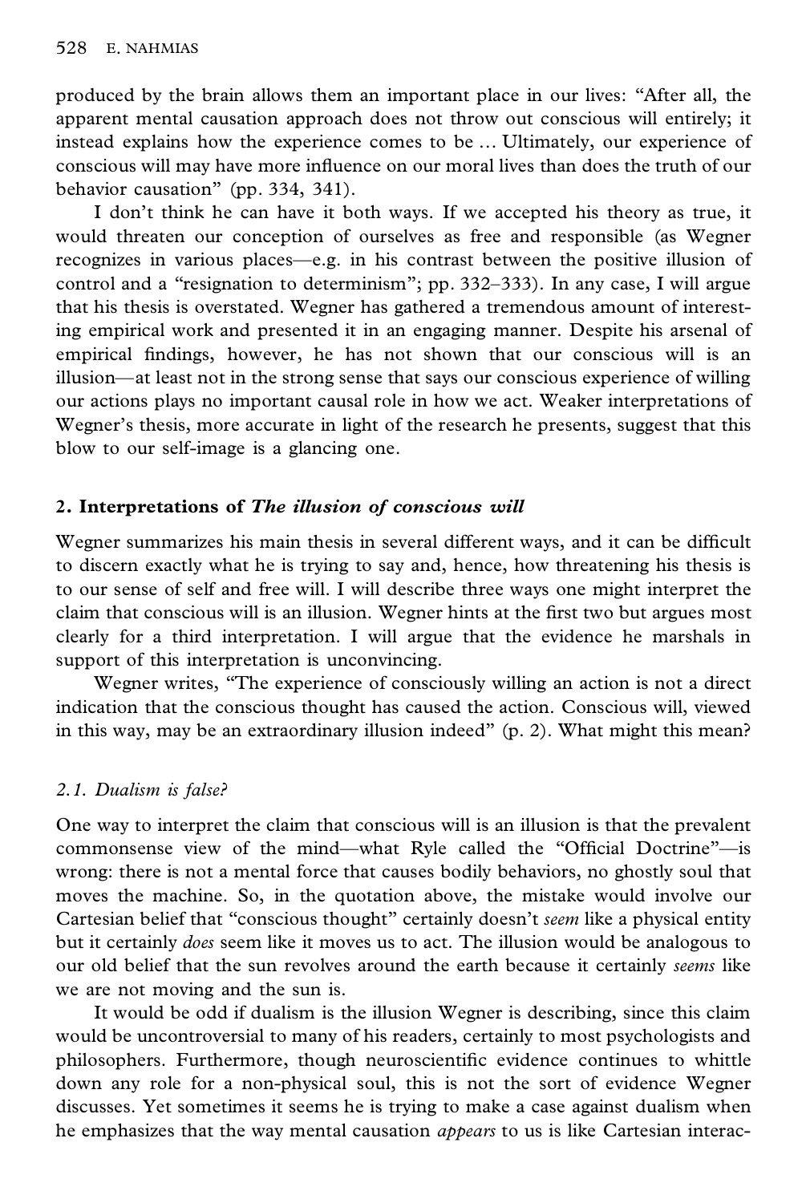produced by the brain allows them an important place in our lives: "After all, the apparent mental causation approach does not throw out conscious will entirely; it instead explains how the experience comes to be ... Ultimately, our experience of conscious will may have more influence on our moral lives than does the truth of our behavior causation" (pp. 334, 341).

I don't think he can have it both ways. If we accepted his theory as true, it would threaten our conception of ourselves as free and responsible (as Wegner recognizes in various places—e.g. in his contrast between the positive illusion of control and a "resignation to determinism"; pp. 332–333). In any case, I will argue that his thesis is overstated. Wegner has gathered a tremendous amount of interesting empirical work and presented it in an engaging manner. Despite his arsenal of empirical findings, however, he has not shown that our conscious will is an illusion—at least not in the strong sense that says our conscious experience of willing our actions plays no important causal role in how we act. Weaker interpretations of Wegner's thesis, more accurate in light of the research he presents, suggest that this blow to our self-image is a glancing one.

## 2. Interpretations of *The illusion of conscious will*

Wegner summarizes his main thesis in several different ways, and it can be difficult to discern exactly what he is trying to say and, hence, how threatening his thesis is to our sense of self and free will. I will describe three ways one might interpret the claim that conscious will is an illusion. Wegner hints at the first two but argues most clearly for a third interpretation. I will argue that the evidence he marshals in support of this interpretation is unconvincing.

Wegner writes, "The experience of consciously willing an action is not a direct indication that the conscious thought has caused the action. Conscious will, viewed in this way, may be an extraordinary illusion indeed" (p. 2). What might this mean?

### *2.1. Dualism is false?*

One way to interpret the claim that conscious will is an illusion is that the prevalent commonsense view of the mind—what Ryle called the "Official Doctrine"—is wrong: there is not a mental force that causes bodily behaviors, no ghostly soul that moves the machine. So, in the quotation above, the mistake would involve our Cartesian belief that "conscious thought" certainly doesn't *seem* like a physical entity but it certainly *does* seem like it moves us to act. The illusion would be analogous to our old belief that the sun revolves around the earth because it certainly *seems* like we are not moving and the sun is.

It would be odd if dualism is the illusion Wegner is describing, since this claim would be uncontroversial to many of his readers, certainly to most psychologists and philosophers. Furthermore, though neuroscientific evidence continues to whittle down any role for a non-physical soul, this is not the sort of evidence Wegner discusses. Yet sometimes it seems he is trying to make a case against dualism when he emphasizes that the way mental causation *appears* to us is like Cartesian interac-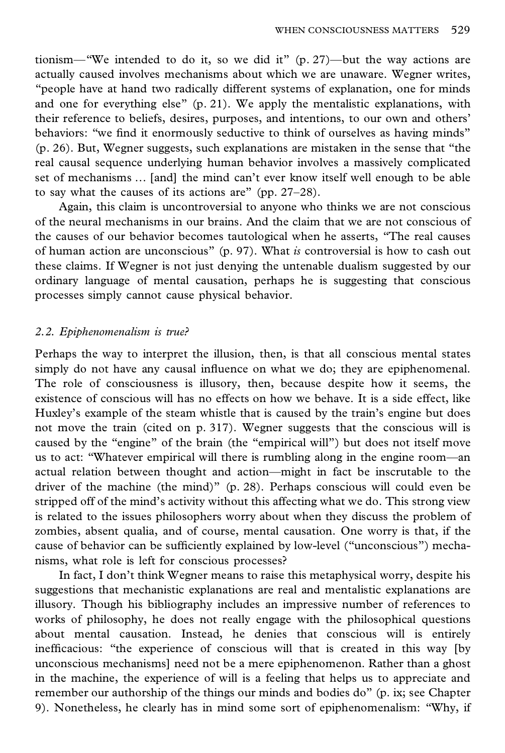tionism—"We intended to do it, so we did it" (p. 27)—but the way actions are actually caused involves mechanisms about which we are unaware. Wegner writes, "people have at hand two radically different systems of explanation, one for minds and one for everything else" (p. 21). We apply the mentalistic explanations, with their reference to beliefs, desires, purposes, and intentions, to our own and others' behaviors: "we find it enormously seductive to think of ourselves as having minds" (p. 26). But, Wegner suggests, such explanations are mistaken in the sense that "the real causal sequence underlying human behavior involves a massively complicated set of mechanisms ... [and] the mind can't ever know itself well enough to be able to say what the causes of its actions are" (pp. 27–28).

Again, this claim is uncontroversial to anyone who thinks we are not conscious of the neural mechanisms in our brains. And the claim that we are not conscious of the causes of our behavior becomes tautological when he asserts, "The real causes of human action are unconscious" (p. 97). What *is* controversial is how to cash out these claims. If Wegner is not just denying the untenable dualism suggested by our ordinary language of mental causation, perhaps he is suggesting that conscious processes simply cannot cause physical behavior.

### *2.2. Epiphenomenalism is true?*

Perhaps the way to interpret the illusion, then, is that all conscious mental states simply do not have any causal influence on what we do; they are epiphenomenal. The role of consciousness is illusory, then, because despite how it seems, the existence of conscious will has no effects on how we behave. It is a side effect, like Huxley's example of the steam whistle that is caused by the train's engine but does not move the train (cited on p. 317). Wegner suggests that the conscious will is caused by the "engine" of the brain (the "empirical will") but does not itself move us to act: "Whatever empirical will there is rumbling along in the engine room—an actual relation between thought and action—might in fact be inscrutable to the driver of the machine (the mind)" (p. 28). Perhaps conscious will could even be stripped off of the mind's activity without this affecting what we do. This strong view is related to the issues philosophers worry about when they discuss the problem of zombies, absent qualia, and of course, mental causation. One worry is that, if the cause of behavior can be sufficiently explained by low-level ("unconscious") mechanisms, what role is left for conscious processes?

In fact, I don't think Wegner means to raise this metaphysical worry, despite his suggestions that mechanistic explanations are real and mentalistic explanations are illusory. Though his bibliography includes an impressive number of references to works of philosophy, he does not really engage with the philosophical questions about mental causation. Instead, he denies that conscious will is entirely inefficacious: "the experience of conscious will that is created in this way [by unconscious mechanisms] need not be a mere epiphenomenon. Rather than a ghost in the machine, the experience of will is a feeling that helps us to appreciate and remember our authorship of the things our minds and bodies do" (p. ix; see Chapter 9). Nonetheless, he clearly has in mind some sort of epiphenomenalism: "Why, if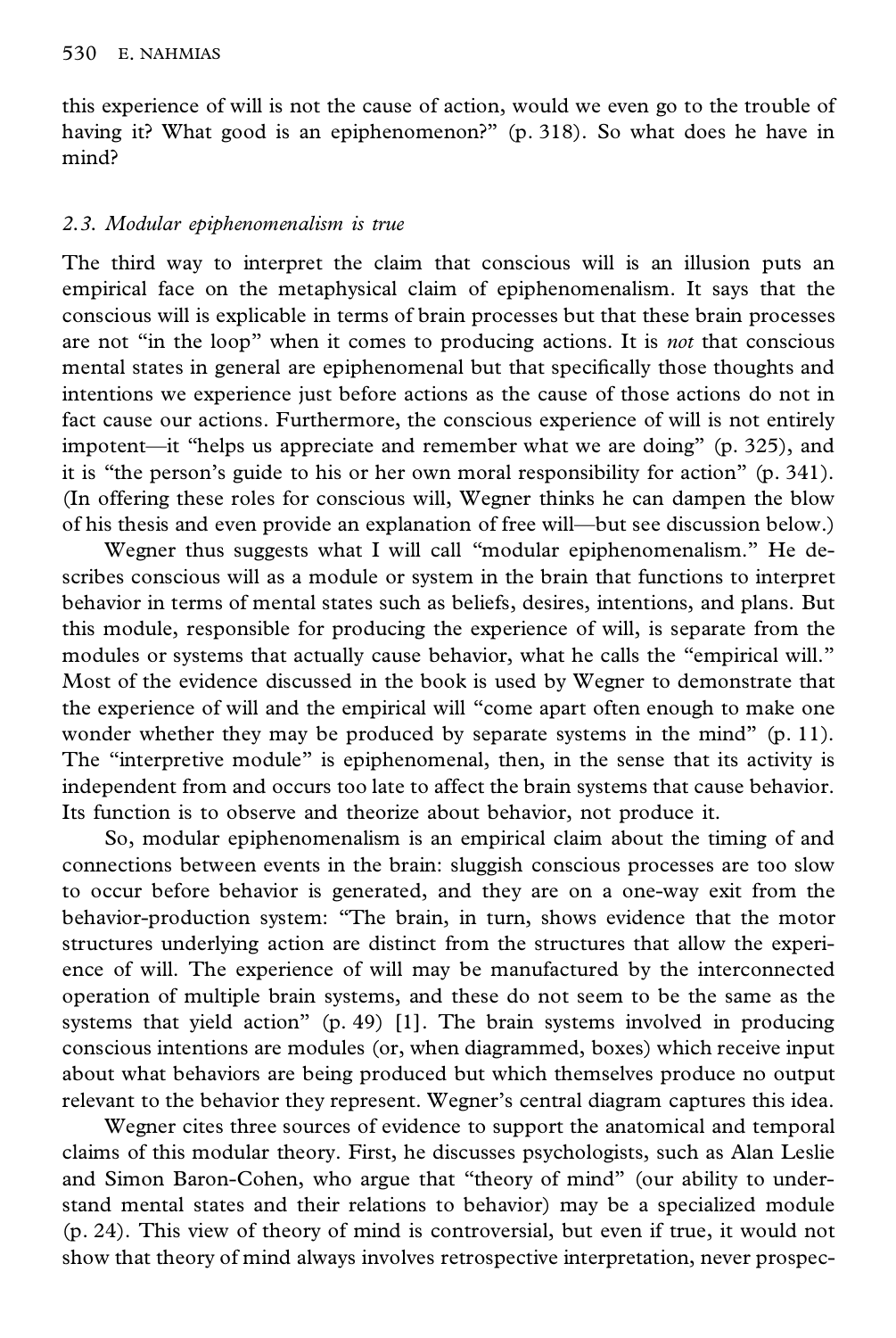this experience of will is not the cause of action, would we even go to the trouble of having it? What good is an epiphenomenon?" (p. 318). So what does he have in mind?

### 2.3. *Modular epiphenomenalism is true*

The third way to interpret the claim that conscious will is an illusion puts an empirical face on the metaphysical claim of epiphenomenalism. It says that the conscious will is explicable in terms of brain processes but that these brain processes are not "in the loop" when it comes to producing actions. It is *not* that conscious mental states in general are epiphenomenal but that specifically those thoughts and intentions we experience just before actions as the cause of those actions do not in fact cause our actions. Furthermore, the conscious experience of will is not entirely impotent—it "helps us appreciate and remember what we are doing" (p. 325), and it is "the person's guide to his or her own moral responsibility for action" (p. 341). (In offering these roles for conscious will, Wegner thinks he can dampen the blow of his thesis and even provide an explanation of free will—but see discussion below.)

Wegner thus suggests what I will call "modular epiphenomenalism." He describes conscious will as a module or system in the brain that functions to interpret behavior in terms of mental states such as beliefs, desires, intentions, and plans. But this module, responsible for producing the experience of will, is separate from the modules or systems that actually cause behavior, what he calls the "empirical will." Most of the evidence discussed in the book is used by Wegner to demonstrate that the experience of will and the empirical will "come apart often enough to make one wonder whether they may be produced by separate systems in the mind" (p. 11). The "interpretive module" is epiphenomenal, then, in the sense that its activity is independent from and occurs too late to affect the brain systems that cause behavior. Its function is to observe and theorize about behavior, not produce it.

So, modular epiphenomenalism is an empirical claim about the timing of and connections between events in the brain: sluggish conscious processes are too slow to occur before behavior is generated, and they are on a one-way exit from the behavior-production system: "The brain, in turn, shows evidence that the motor structures underlying action are distinct from the structures that allow the experience of will. The experience of will may be manufactured by the interconnected operation of multiple brain systems, and these do not seem to be the same as the systems that yield action" (p. 49) [1]. The brain systems involved in producing conscious intentions are modules (or, when diagrammed, boxes) which receive input about what behaviors are being produced but which themselves produce no output relevant to the behavior they represent. Wegner's central diagram captures this idea.

Wegner cites three sources of evidence to support the anatomical and temporal claims of this modular theory. First, he discusses psychologists, such as Alan Leslie and Simon Baron-Cohen, who argue that "theory of mind" (our ability to understand mental states and their relations to behavior) may be a specialized module (p. 24). This view of theory of mind is controversial, but even if true, it would not show that theory of mind always involves retrospective interpretation, never prospec-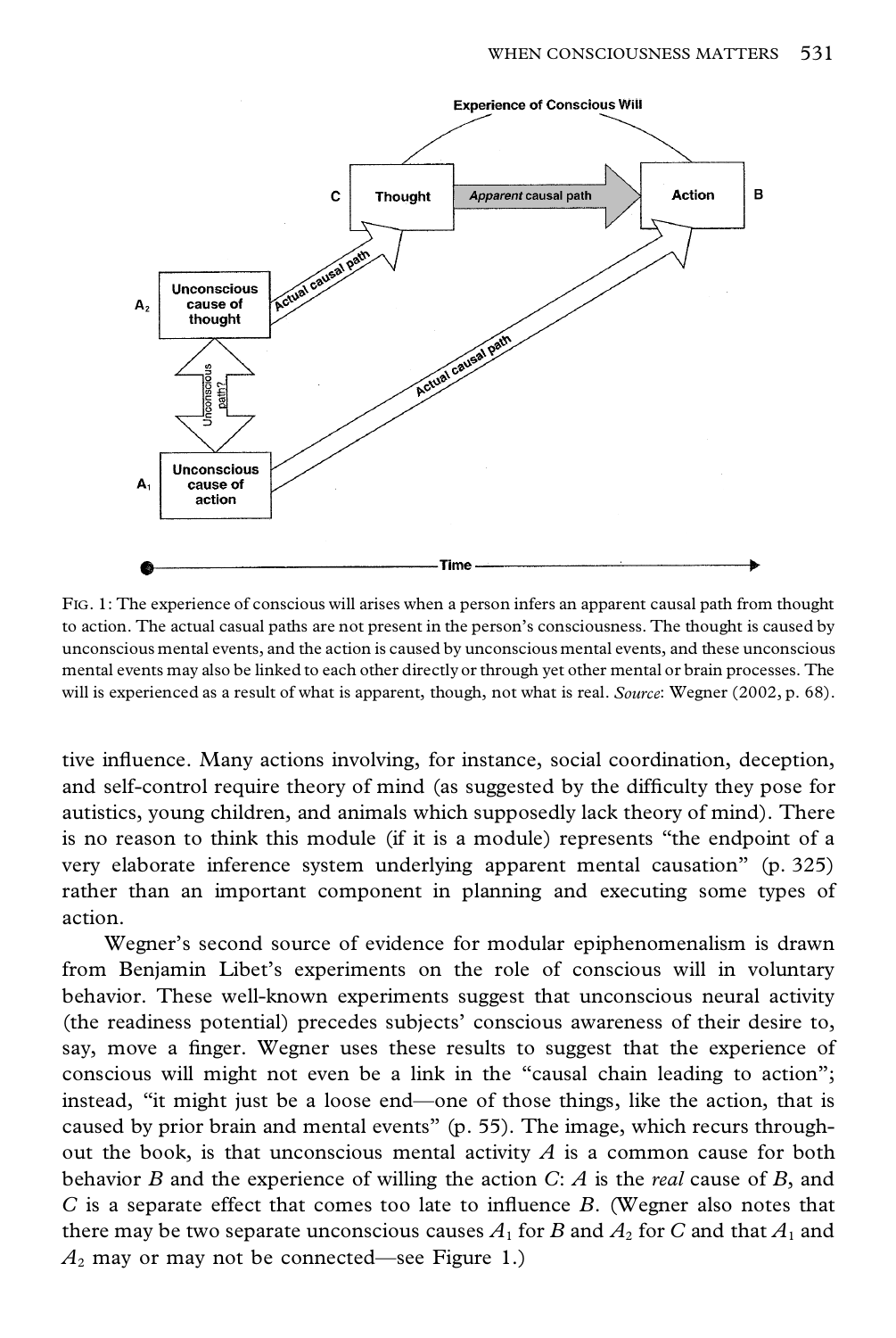FIG. 1: The experience of conscious will arises when a person infers an apparent causal path from thought to action. The actual casual paths are not present in the person's consciousness. The thought is caused by unconscious mental events, and the action is caused by unconscious mental events, and these unconscious mental events may also be linked to each other directly or through yet other mental or brain processes. The will is experienced as a result of what is apparent, though, not what is real. *Source*: Wegner (2002, p. 68).

tive influence. Many actions involving, for instance, social coordination, deception, and self-control require theory of mind (as suggested by the difficulty they pose for autistics, young children, and animals which supposedly lack theory of mind). There is no reason to think this module (if it is a module) represents "the endpoint of a very elaborate inference system underlying apparent mental causation" (p. 325) rather than an important component in planning and executing some types of action.

Wegner's second source of evidence for modular epiphenomenalism is drawn from Benjamin Libet's experiments on the role of conscious will in voluntary behavior. These well-known experiments suggest that unconscious neural activity (the readiness potential) precedes subjects' conscious awareness of their desire to, say, move a finger. Wegner uses these results to suggest that the experience of conscious will might not even be a link in the "causal chain leading to action"; instead, "it might just be a loose end—one of those things, like the action, that is caused by prior brain and mental events" (p. 55). The image, which recurs throughout the book, is that unconscious mental activity $A$ is a common cause for both behavior $B$ and the experience of willing the action $C$: $A$ is the *real* cause of $B$, and $C$ is a separate effect that comes too late to influence $B$. (Wegner also notes that there may be two separate unconscious causes $A_1$ for $B$ and $A_2$ for $C$ and that $A_1$ and $A_2$ may or may not be connected—see Figure 1.)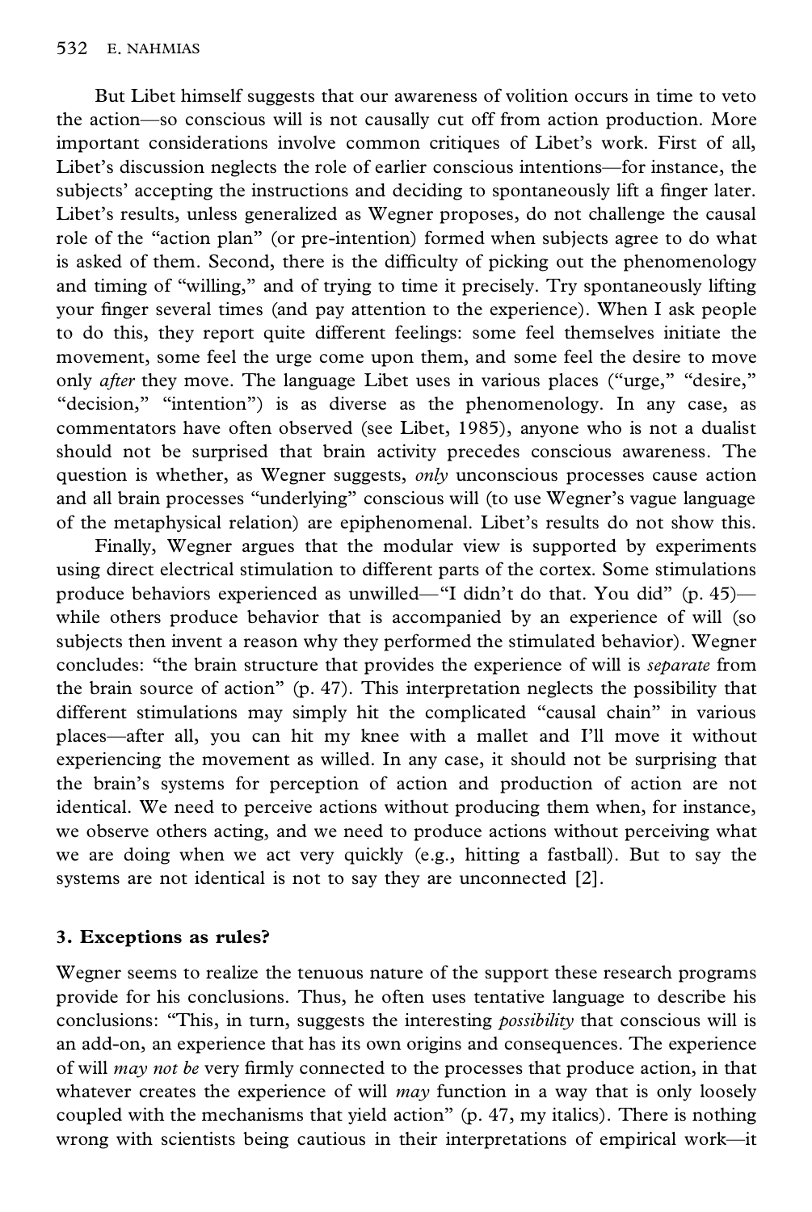But Libet himself suggests that our awareness of volition occurs in time to veto the action—so conscious will is not causally cut off from action production. More important considerations involve common critiques of Libet's work. First of all, Libet's discussion neglects the role of earlier conscious intentions—for instance, the subjects' accepting the instructions and deciding to spontaneously lift a finger later. Libet's results, unless generalized as Wegner proposes, do not challenge the causal role of the "action plan" (or pre-intention) formed when subjects agree to do what is asked of them. Second, there is the difficulty of picking out the phenomenology and timing of "willing," and of trying to time it precisely. Try spontaneously lifting your finger several times (and pay attention to the experience). When I ask people to do this, they report quite different feelings: some feel themselves initiate the movement, some feel the urge come upon them, and some feel the desire to move only *after* they move. The language Libet uses in various places ("urge," "desire," "decision," "intention") is as diverse as the phenomenology. In any case, as commentators have often observed (see Libet, 1985), anyone who is not a dualist should not be surprised that brain activity precedes conscious awareness. The question is whether, as Wegner suggests, *only* unconscious processes cause action and all brain processes "underlying" conscious will (to use Wegner's vague language of the metaphysical relation) are epiphenomenal. Libet's results do not show this.

Finally, Wegner argues that the modular view is supported by experiments using direct electrical stimulation to different parts of the cortex. Some stimulations produce behaviors experienced as unwilled—"I didn't do that. You did" (p. 45)—while others produce behavior that is accompanied by an experience of will (so subjects then invent a reason why they performed the stimulated behavior). Wegner concludes: "the brain structure that provides the experience of will is *separate* from the brain source of action" (p. 47). This interpretation neglects the possibility that different stimulations may simply hit the complicated "causal chain" in various places—after all, you can hit my knee with a mallet and I'll move it without experiencing the movement as willed. In any case, it should not be surprising that the brain's systems for perception of action and production of action are not identical. We need to perceive actions without producing them when, for instance, we observe others acting, and we need to produce actions without perceiving what we are doing when we act very quickly (e.g., hitting a fastball). But to say the systems are not identical is not to say they are unconnected [2].

## 3. Exceptions as rules?

Wegner seems to realize the tenuous nature of the support these research programs provide for his conclusions. Thus, he often uses tentative language to describe his conclusions: "This, in turn, suggests the interesting *possibility* that conscious will is an add-on, an experience that has its own origins and consequences. The experience of will *may not be* very firmly connected to the processes that produce action, in that whatever creates the experience of will *may* function in a way that is only loosely coupled with the mechanisms that yield action" (p. 47, my italics). There is nothing wrong with scientists being cautious in their interpretations of empirical work—it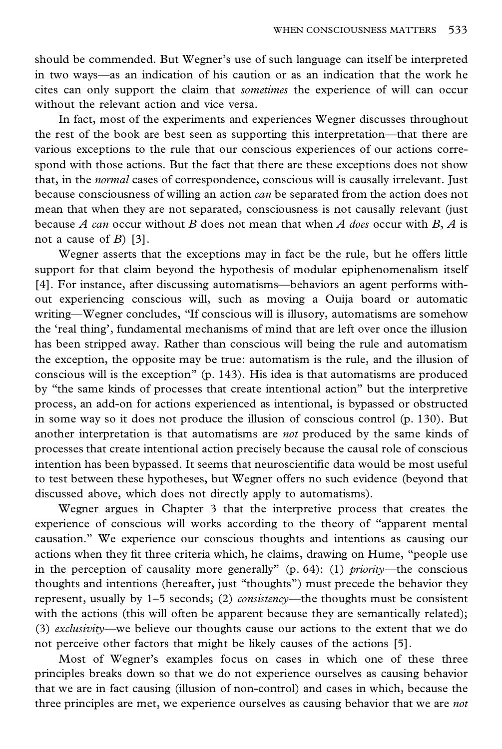should be commended. But Wegner's use of such language can itself be interpreted in two ways—as an indication of his caution or as an indication that the work he cites can only support the claim that *sometimes* the experience of will can occur without the relevant action and vice versa.

In fact, most of the experiments and experiences Wegner discusses throughout the rest of the book are best seen as supporting this interpretation—that there are various exceptions to the rule that our conscious experiences of our actions correspond with those actions. But the fact that there are these exceptions does not show that, in the *normal* cases of correspondence, conscious will is causally irrelevant. Just because consciousness of willing an action *can* be separated from the action does not mean that when they are not separated, consciousness is not causally relevant (just because *A can* occur without *B* does not mean that when *A does* occur with *B*, *A* is not a cause of *B*) [3].

Wegner asserts that the exceptions may in fact be the rule, but he offers little support for that claim beyond the hypothesis of modular epiphenomenalism itself [4]. For instance, after discussing automatisms—behaviors an agent performs without experiencing conscious will, such as moving a Ouija board or automatic writing—Wegner concludes, "If conscious will is illusory, automatisms are somehow the 'real thing', fundamental mechanisms of mind that are left over once the illusion has been stripped away. Rather than conscious will being the rule and automatism the exception, the opposite may be true: automatism is the rule, and the illusion of conscious will is the exception" (p. 143). His idea is that automatisms are produced by "the same kinds of processes that create intentional action" but the interpretive process, an add-on for actions experienced as intentional, is bypassed or obstructed in some way so it does not produce the illusion of conscious control (p. 130). But another interpretation is that automatisms are *not* produced by the same kinds of processes that create intentional action precisely because the causal role of conscious intention has been bypassed. It seems that neuroscientific data would be most useful to test between these hypotheses, but Wegner offers no such evidence (beyond that discussed above, which does not directly apply to automatisms).

Wegner argues in Chapter 3 that the interpretive process that creates the experience of conscious will works according to the theory of "apparent mental causation." We experience our conscious thoughts and intentions as causing our actions when they fit three criteria which, he claims, drawing on Hume, "people use in the perception of causality more generally" (p. 64): (1) *priority*—the conscious thoughts and intentions (hereafter, just "thoughts") must precede the behavior they represent, usually by 1–5 seconds; (2) *consistency*—the thoughts must be consistent with the actions (this will often be apparent because they are semantically related); (3) *exclusivity*—we believe our thoughts cause our actions to the extent that we do not perceive other factors that might be likely causes of the actions [5].

Most of Wegner's examples focus on cases in which one of these three principles breaks down so that we do not experience ourselves as causing behavior that we are in fact causing (illusion of non-control) and cases in which, because the three principles are met, we experience ourselves as causing behavior that we are *not*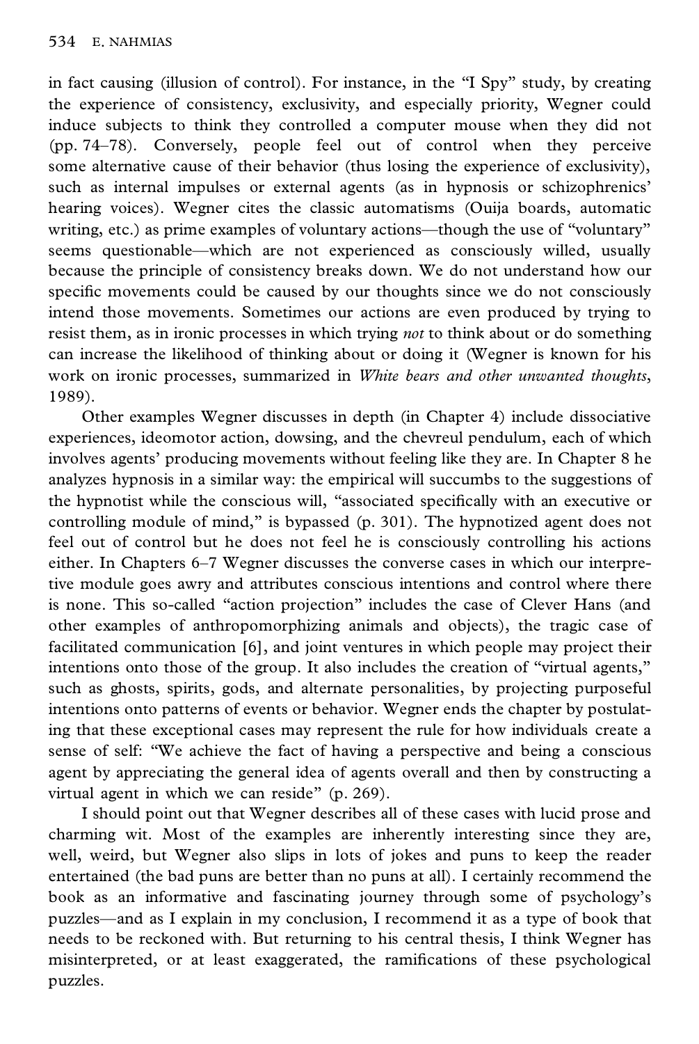in fact causing (illusion of control). For instance, in the "I Spy" study, by creating the experience of consistency, exclusivity, and especially priority, Wegner could induce subjects to think they controlled a computer mouse when they did not (pp. 74–78). Conversely, people feel out of control when they perceive some alternative cause of their behavior (thus losing the experience of exclusivity), such as internal impulses or external agents (as in hypnosis or schizophrenics' hearing voices). Wegner cites the classic automatisms (Ouija boards, automatic writing, etc.) as prime examples of voluntary actions—though the use of "voluntary" seems questionable—which are not experienced as consciously willed, usually because the principle of consistency breaks down. We do not understand how our specific movements could be caused by our thoughts since we do not consciously intend those movements. Sometimes our actions are even produced by trying to resist them, as in ironic processes in which trying *not* to think about or do something can increase the likelihood of thinking about or doing it (Wegner is known for his work on ironic processes, summarized in *White bears and other unwanted thoughts*, 1989).

Other examples Wegner discusses in depth (in Chapter 4) include dissociative experiences, ideomotor action, dowsing, and the chevreul pendulum, each of which involves agents' producing movements without feeling like they are. In Chapter 8 he analyzes hypnosis in a similar way: the empirical will succumbs to the suggestions of the hypnotist while the conscious will, "associated specifically with an executive or controlling module of mind," is bypassed (p. 301). The hypnotized agent does not feel out of control but he does not feel he is consciously controlling his actions either. In Chapters 6–7 Wegner discusses the converse cases in which our interpretive module goes awry and attributes conscious intentions and control where there is none. This so-called "action projection" includes the case of Clever Hans (and other examples of anthropomorphizing animals and objects), the tragic case of facilitated communication [6], and joint ventures in which people may project their intentions onto those of the group. It also includes the creation of "virtual agents," such as ghosts, spirits, gods, and alternate personalities, by projecting purposeful intentions onto patterns of events or behavior. Wegner ends the chapter by postulating that these exceptional cases may represent the rule for how individuals create a sense of self: "We achieve the fact of having a perspective and being a conscious agent by appreciating the general idea of agents overall and then by constructing a virtual agent in which we can reside" (p. 269).

I should point out that Wegner describes all of these cases with lucid prose and charming wit. Most of the examples are inherently interesting since they are, well, weird, but Wegner also slips in lots of jokes and puns to keep the reader entertained (the bad puns are better than no puns at all). I certainly recommend the book as an informative and fascinating journey through some of psychology's puzzles—and as I explain in my conclusion, I recommend it as a type of book that needs to be reckoned with. But returning to his central thesis, I think Wegner has misinterpreted, or at least exaggerated, the ramifications of these psychological puzzles.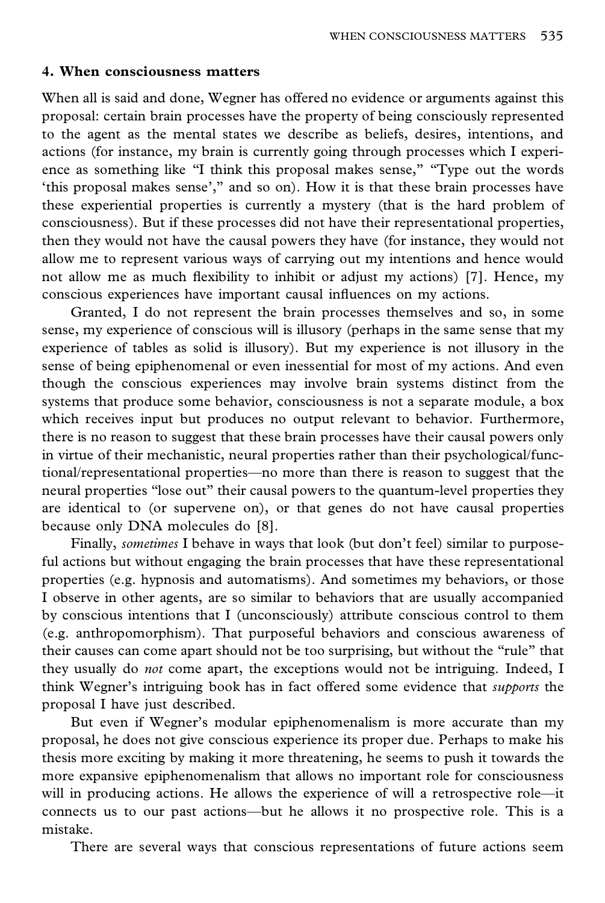### 4. When consciousness matters

When all is said and done, Wegner has offered no evidence or arguments against this proposal: certain brain processes have the property of being consciously represented to the agent as the mental states we describe as beliefs, desires, intentions, and actions (for instance, my brain is currently going through processes which I experience as something like "I think this proposal makes sense," "Type out the words 'this proposal makes sense'," and so on). How it is that these brain processes have these experiential properties is currently a mystery (that is the hard problem of consciousness). But if these processes did not have their representational properties, then they would not have the causal powers they have (for instance, they would not allow me to represent various ways of carrying out my intentions and hence would not allow me as much flexibility to inhibit or adjust my actions) [7]. Hence, my conscious experiences have important causal influences on my actions.

Granted, I do not represent the brain processes themselves and so, in some sense, my experience of conscious will is illusory (perhaps in the same sense that my experience of tables as solid is illusory). But my experience is not illusory in the sense of being epiphenomenal or even inessential for most of my actions. And even though the conscious experiences may involve brain systems distinct from the systems that produce some behavior, consciousness is not a separate module, a box which receives input but produces no output relevant to behavior. Furthermore, there is no reason to suggest that these brain processes have their causal powers only in virtue of their mechanistic, neural properties rather than their psychological/functional/representational properties—no more than there is reason to suggest that the neural properties "lose out" their causal powers to the quantum-level properties they are identical to (or supervene on), or that genes do not have causal properties because only DNA molecules do [8].

Finally, *sometimes* I behave in ways that look (but don't feel) similar to purposeful actions but without engaging the brain processes that have these representational properties (e.g. hypnosis and automatisms). And sometimes my behaviors, or those I observe in other agents, are so similar to behaviors that are usually accompanied by conscious intentions that I (unconsciously) attribute conscious control to them (e.g. anthropomorphism). That purposeful behaviors and conscious awareness of their causes can come apart should not be too surprising, but without the "rule" that they usually do *not* come apart, the exceptions would not be intriguing. Indeed, I think Wegner's intriguing book has in fact offered some evidence that *supports* the proposal I have just described.

But even if Wegner's modular epiphenomenalism is more accurate than my proposal, he does not give conscious experience its proper due. Perhaps to make his thesis more exciting by making it more threatening, he seems to push it towards the more expansive epiphenomenalism that allows no important role for consciousness will in producing actions. He allows the experience of will a retrospective role—it connects us to our past actions—but he allows it no prospective role. This is a mistake.

There are several ways that conscious representations of future actions seem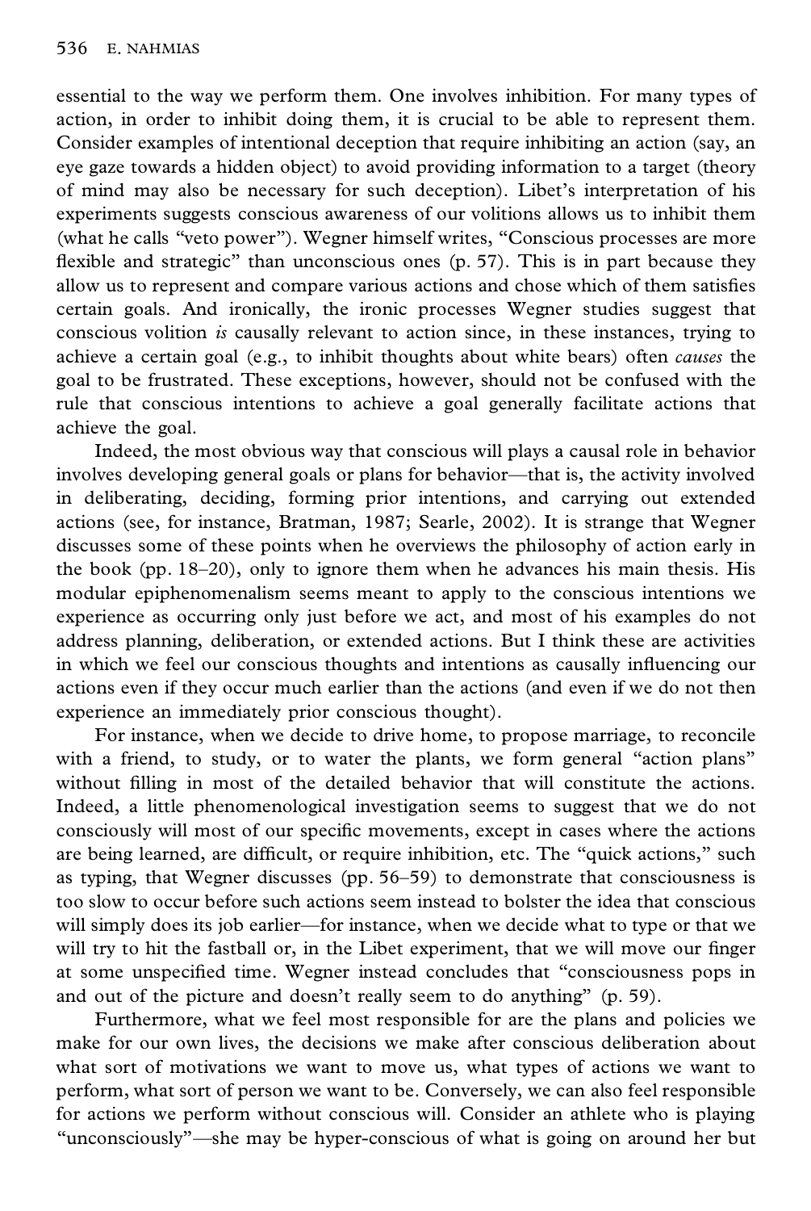essential to the way we perform them. One involves inhibition. For many types of action, in order to inhibit doing them, it is crucial to be able to represent them. Consider examples of intentional deception that require inhibiting an action (say, an eye gaze towards a hidden object) to avoid providing information to a target (theory of mind may also be necessary for such deception). Libet's interpretation of his experiments suggests conscious awareness of our volitions allows us to inhibit them (what he calls "veto power"). Wegner himself writes, "Conscious processes are more flexible and strategic" than unconscious ones (p. 57). This is in part because they allow us to represent and compare various actions and chose which of them satisfies certain goals. And ironically, the ironic processes Wegner studies suggest that conscious volition *is* causally relevant to action since, in these instances, trying to achieve a certain goal (e.g., to inhibit thoughts about white bears) often *causes* the goal to be frustrated. These exceptions, however, should not be confused with the rule that conscious intentions to achieve a goal generally facilitate actions that achieve the goal.

Indeed, the most obvious way that conscious will plays a causal role in behavior involves developing general goals or plans for behavior—that is, the activity involved in deliberating, deciding, forming prior intentions, and carrying out extended actions (see, for instance, Bratman, 1987; Searle, 2002). It is strange that Wegner discusses some of these points when he overviews the philosophy of action early in the book (pp. 18–20), only to ignore them when he advances his main thesis. His modular epiphenomenalism seems meant to apply to the conscious intentions we experience as occurring only just before we act, and most of his examples do not address planning, deliberation, or extended actions. But I think these are activities in which we feel our conscious thoughts and intentions as causally influencing our actions even if they occur much earlier than the actions (and even if we do not then experience an immediately prior conscious thought).

For instance, when we decide to drive home, to propose marriage, to reconcile with a friend, to study, or to water the plants, we form general "action plans" without filling in most of the detailed behavior that will constitute the actions. Indeed, a little phenomenological investigation seems to suggest that we do not consciously will most of our specific movements, except in cases where the actions are being learned, are difficult, or require inhibition, etc. The "quick actions," such as typing, that Wegner discusses (pp. 56–59) to demonstrate that consciousness is too slow to occur before such actions seem instead to bolster the idea that conscious will simply does its job earlier—for instance, when we decide what to type or that we will try to hit the fastball or, in the Libet experiment, that we will move our finger at some unspecified time. Wegner instead concludes that "consciousness pops in and out of the picture and doesn't really seem to do anything" (p. 59).

Furthermore, what we feel most responsible for are the plans and policies we make for our own lives, the decisions we make after conscious deliberation about what sort of motivations we want to move us, what types of actions we want to perform, what sort of person we want to be. Conversely, we can also feel responsible for actions we perform without conscious will. Consider an athlete who is playing "unconsciously"—she may be hyper-conscious of what is going on around her but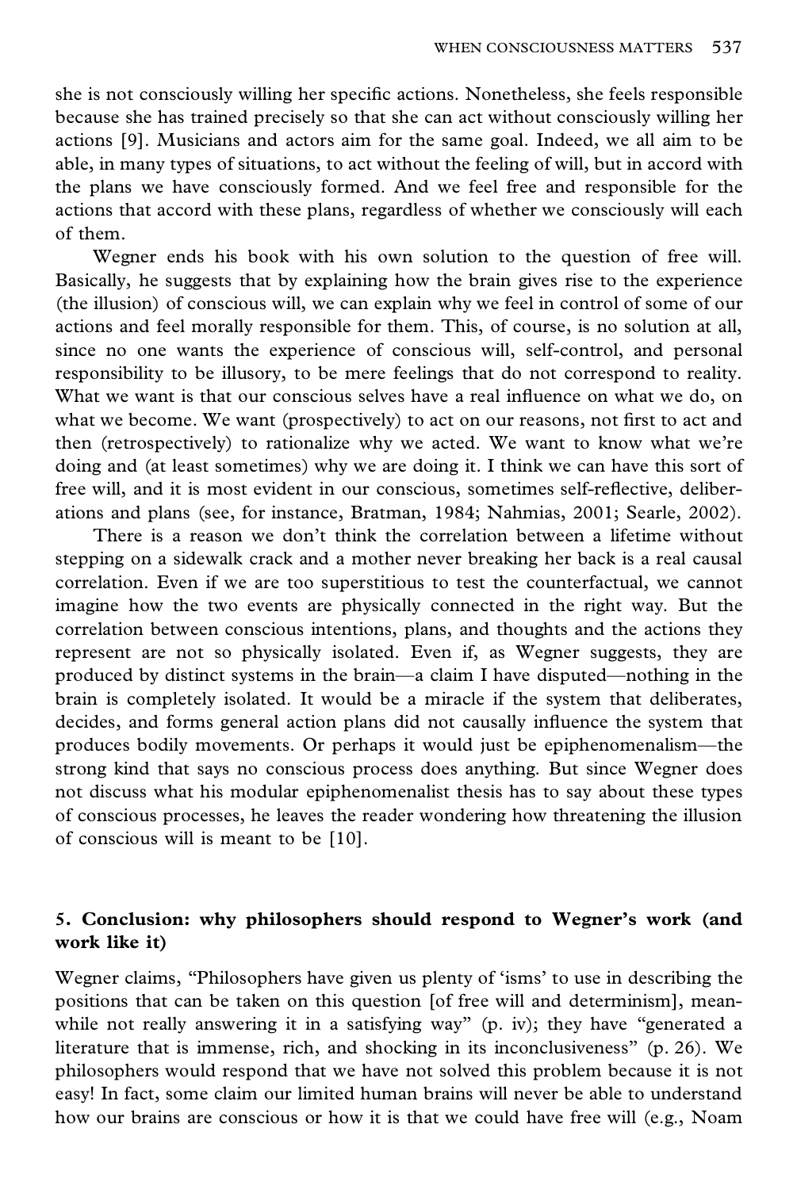she is not consciously willing her specific actions. Nonetheless, she feels responsible because she has trained precisely so that she can act without consciously willing her actions [9]. Musicians and actors aim for the same goal. Indeed, we all aim to be able, in many types of situations, to act without the feeling of will, but in accord with the plans we have consciously formed. And we feel free and responsible for the actions that accord with these plans, regardless of whether we consciously will each of them.

Wegner ends his book with his own solution to the question of free will. Basically, he suggests that by explaining how the brain gives rise to the experience (the illusion) of conscious will, we can explain why we feel in control of some of our actions and feel morally responsible for them. This, of course, is no solution at all, since no one wants the experience of conscious will, self-control, and personal responsibility to be illusory, to be mere feelings that do not correspond to reality. What we want is that our conscious selves have a real influence on what we do, on what we become. We want (prospectively) to act on our reasons, not first to act and then (retrospectively) to rationalize why we acted. We want to know what we're doing and (at least sometimes) why we are doing it. I think we can have this sort of free will, and it is most evident in our conscious, sometimes self-reflective, deliberations and plans (see, for instance, Bratman, 1984; Nahmias, 2001; Searle, 2002).

There is a reason we don't think the correlation between a lifetime without stepping on a sidewalk crack and a mother never breaking her back is a real causal correlation. Even if we are too superstitious to test the counterfactual, we cannot imagine how the two events are physically connected in the right way. But the correlation between conscious intentions, plans, and thoughts and the actions they represent are not so physically isolated. Even if, as Wegner suggests, they are produced by distinct systems in the brain—a claim I have disputed—nothing in the brain is completely isolated. It would be a miracle if the system that deliberates, decides, and forms general action plans did not causally influence the system that produces bodily movements. Or perhaps it would just be epiphenomenalism—the strong kind that says no conscious process does anything. But since Wegner does not discuss what his modular epiphenomenalist thesis has to say about these types of conscious processes, he leaves the reader wondering how threatening the illusion of conscious will is meant to be [10].

## 5. Conclusion: why philosophers should respond to Wegner's work (and work like it)

Wegner claims, "Philosophers have given us plenty of 'isms' to use in describing the positions that can be taken on this question [of free will and determinism], meanwhile not really answering it in a satisfying way" (p. iv); they have "generated a literature that is immense, rich, and shocking in its inconclusiveness" (p. 26). We philosophers would respond that we have not solved this problem because it is not easy! In fact, some claim our limited human brains will never be able to understand how our brains are conscious or how it is that we could have free will (e.g., Noam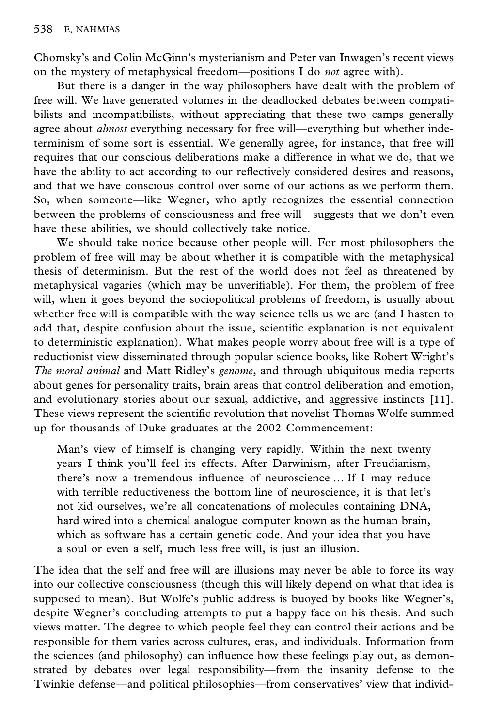Chomsky's and Colin McGinn's mysterianism and Peter van Inwagen's recent views on the mystery of metaphysical freedom—positions I do *not* agree with).

But there is a danger in the way philosophers have dealt with the problem of free will. We have generated volumes in the deadlocked debates between compatibilists and incompatibilists, without appreciating that these two camps generally agree about *almost* everything necessary for free will—everything but whether indeterminism of some sort is essential. We generally agree, for instance, that free will requires that our conscious deliberations make a difference in what we do, that we have the ability to act according to our reflectively considered desires and reasons, and that we have conscious control over some of our actions as we perform them. So, when someone—like Wegner, who aptly recognizes the essential connection between the problems of consciousness and free will—suggests that we don't even have these abilities, we should collectively take notice.

We should take notice because other people will. For most philosophers the problem of free will may be about whether it is compatible with the metaphysical thesis of determinism. But the rest of the world does not feel as threatened by metaphysical vagaries (which may be unverifiable). For them, the problem of free will, when it goes beyond the sociopolitical problems of freedom, is usually about whether free will is compatible with the way science tells us we are (and I hasten to add that, despite confusion about the issue, scientific explanation is not equivalent to deterministic explanation). What makes people worry about free will is a type of reductionist view disseminated through popular science books, like Robert Wright's *The moral animal* and Matt Ridley's *genome*, and through ubiquitous media reports about genes for personality traits, brain areas that control deliberation and emotion, and evolutionary stories about our sexual, addictive, and aggressive instincts [11]. These views represent the scientific revolution that novelist Thomas Wolfe summed up for thousands of Duke graduates at the 2002 Commencement:

> Man's view of himself is changing very rapidly. Within the next twenty years I think you'll feel its effects. After Darwinism, after Freudianism, there's now a tremendous influence of neuroscience ... If I may reduce with terrible reductiveness the bottom line of neuroscience, it is that let's not kid ourselves, we're all concatenations of molecules containing DNA, hard wired into a chemical analogue computer known as the human brain, which as software has a certain genetic code. And your idea that you have a soul or even a self, much less free will, is just an illusion.

The idea that the self and free will are illusions may never be able to force its way into our collective consciousness (though this will likely depend on what that idea is supposed to mean). But Wolfe's public address is buoyed by books like Wegner's, despite Wegner's concluding attempts to put a happy face on his thesis. And such views matter. The degree to which people feel they can control their actions and be responsible for them varies across cultures, eras, and individuals. Information from the sciences (and philosophy) can influence how these feelings play out, as demonstrated by debates over legal responsibility—from the insanity defense to the Twinkie defense—and political philosophies—from conservatives' view that individ-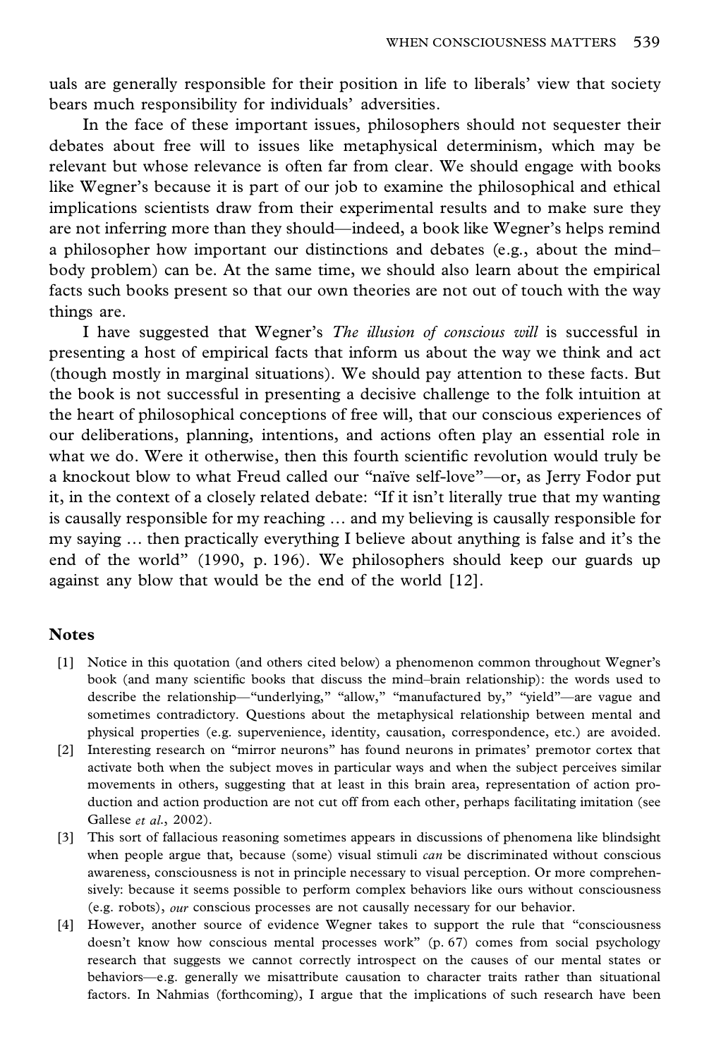uals are generally responsible for their position in life to liberals' view that society bears much responsibility for individuals' adversities.

In the face of these important issues, philosophers should not sequester their debates about free will to issues like metaphysical determinism, which may be relevant but whose relevance is often far from clear. We should engage with books like Wegner's because it is part of our job to examine the philosophical and ethical implications scientists draw from their experimental results and to make sure they are not inferring more than they should—indeed, a book like Wegner's helps remind a philosopher how important our distinctions and debates (e.g., about the mind–body problem) can be. At the same time, we should also learn about the empirical facts such books present so that our own theories are not out of touch with the way things are.

I have suggested that Wegner's *The illusion of conscious will* is successful in presenting a host of empirical facts that inform us about the way we think and act (though mostly in marginal situations). We should pay attention to these facts. But the book is not successful in presenting a decisive challenge to the folk intuition at the heart of philosophical conceptions of free will, that our conscious experiences of our deliberations, planning, intentions, and actions often play an essential role in what we do. Were it otherwise, then this fourth scientific revolution would truly be a knockout blow to what Freud called our "naïve self-love"—or, as Jerry Fodor put it, in the context of a closely related debate: "If it isn't literally true that my wanting is causally responsible for my reaching … and my believing is causally responsible for my saying … then practically everything I believe about anything is false and it's the end of the world" (1990, p. 196). We philosophers should keep our guards up against any blow that would be the end of the world [12].

## Notes

[1] Notice in this quotation (and others cited below) a phenomenon common throughout Wegner's book (and many scientific books that discuss the mind–brain relationship): the words used to describe the relationship—"underlying," "allow," "manufactured by," "yield"—are vague and sometimes contradictory. Questions about the metaphysical relationship between mental and physical properties (e.g. supervenience, identity, causation, correspondence, etc.) are avoided.

[2] Interesting research on "mirror neurons" has found neurons in primates' premotor cortex that activate both when the subject moves in particular ways and when the subject perceives similar movements in others, suggesting that at least in this brain area, representation of action production and action production are not cut off from each other, perhaps facilitating imitation (see Gallese *et al.*, 2002).

[3] This sort of fallacious reasoning sometimes appears in discussions of phenomena like blindsight when people argue that, because (some) visual stimuli *can* be discriminated without conscious awareness, consciousness is not in principle necessary to visual perception. Or more comprehensively: because it seems possible to perform complex behaviors like ours without consciousness (e.g. robots), *our* conscious processes are not causally necessary for our behavior.

[4] However, another source of evidence Wegner takes to support the rule that "consciousness doesn't know how conscious mental processes work" (p. 67) comes from social psychology research that suggests we cannot correctly introspect on the causes of our mental states or behaviors—e.g. generally we misattribute causation to character traits rather than situational factors. In Nahmias (forthcoming), I argue that the implications of such research have been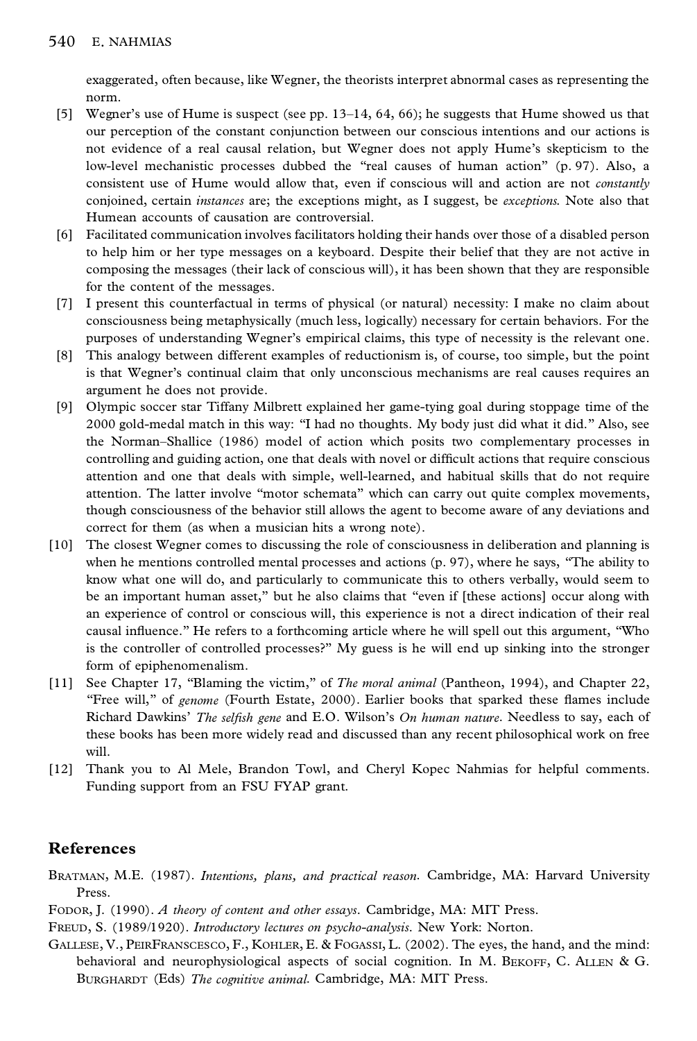exaggerated, often because, like Wegner, the theorists interpret abnormal cases as representing the norm.

[5] Wegner's use of Hume is suspect (see pp. 13–14, 64, 66); he suggests that Hume showed us that our perception of the constant conjunction between our conscious intentions and our actions is not evidence of a real causal relation, but Wegner does not apply Hume's skepticism to the low-level mechanistic processes dubbed the "real causes of human action" (p. 97). Also, a consistent use of Hume would allow that, even if conscious will and action are not *constantly* conjoined, certain *instances* are; the exceptions might, as I suggest, be *exceptions*. Note also that Humean accounts of causation are controversial.

[6] Facilitated communication involves facilitators holding their hands over those of a disabled person to help him or her type messages on a keyboard. Despite their belief that they are not active in composing the messages (their lack of conscious will), it has been shown that they are responsible for the content of the messages.

[7] I present this counterfactual in terms of physical (or natural) necessity: I make no claim about consciousness being metaphysically (much less, logically) necessary for certain behaviors. For the purposes of understanding Wegner's empirical claims, this type of necessity is the relevant one.

[8] This analogy between different examples of reductionism is, of course, too simple, but the point is that Wegner's continual claim that only unconscious mechanisms are real causes requires an argument he does not provide.

[9] Olympic soccer star Tiffany Milbrett explained her game-tying goal during stoppage time of the 2000 gold-medal match in this way: "I had no thoughts. My body just did what it did." Also, see the Norman–Shallice (1986) model of action which posits two complementary processes in controlling and guiding action, one that deals with novel or difficult actions that require conscious attention and one that deals with simple, well-learned, and habitual skills that do not require attention. The latter involve "motor schemata" which can carry out quite complex movements, though consciousness of the behavior still allows the agent to become aware of any deviations and correct for them (as when a musician hits a wrong note).

[10] The closest Wegner comes to discussing the role of consciousness in deliberation and planning is when he mentions controlled mental processes and actions (p. 97), where he says, "The ability to know what one will do, and particularly to communicate this to others verbally, would seem to be an important human asset," but he also claims that "even if [these actions] occur along with an experience of control or conscious will, this experience is not a direct indication of their real causal influence." He refers to a forthcoming article where he will spell out this argument, "Who is the controller of controlled processes?" My guess is he will end up sinking into the stronger form of epiphenomenalism.

[11] See Chapter 17, "Blaming the victim," of *The moral animal* (Pantheon, 1994), and Chapter 22, "Free will," of *genome* (Fourth Estate, 2000). Earlier books that sparked these flames include Richard Dawkins' *The selfish gene* and E.O. Wilson's *On human nature*. Needless to say, each of these books has been more widely read and discussed than any recent philosophical work on free will.

[12] Thank you to Al Mele, Brandon Towl, and Cheryl Kopec Nahmias for helpful comments. Funding support from an FSU FYAP grant.

## References

Bratman, M.E. (1987). *Intentions, plans, and practical reason.* Cambridge, MA: Harvard University Press.

Fodor, J. (1990). *A theory of content and other essays.* Cambridge, MA: MIT Press.

Freud, S. (1989/1920). *Introductory lectures on psycho-analysis.* New York: Norton.

Gallese, V., PeirFranscesco, F., Kohler, E. & Fogassi, L. (2002). The eyes, the hand, and the mind: behavioral and neurophysiological aspects of social cognition. In M. Bekoff, C. Allen & G. Burghardt (Eds) *The cognitive animal.* Cambridge, MA: MIT Press.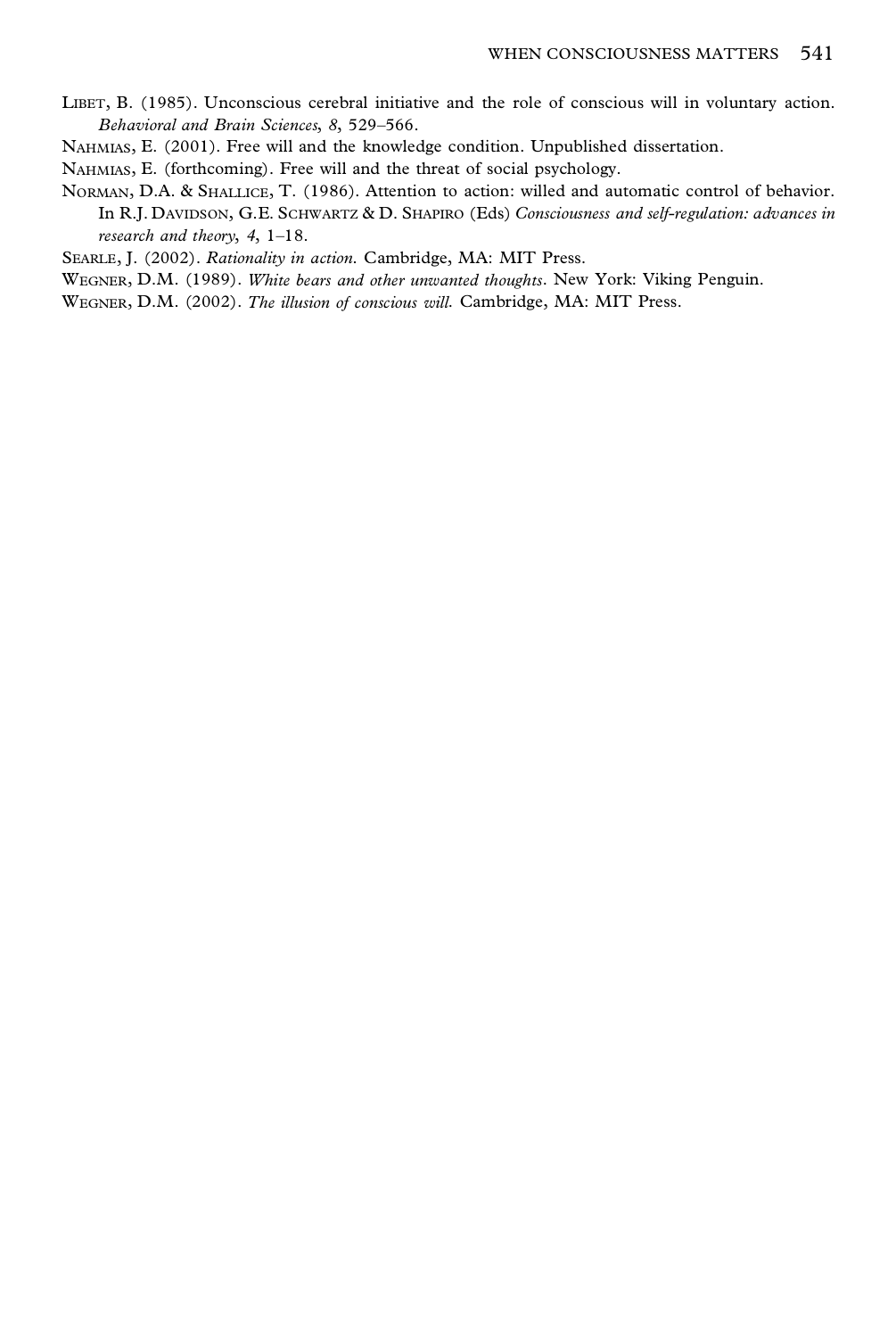LIBET, B. (1985). Unconscious cerebral initiative and the role of conscious will in voluntary action. *Behavioral and Brain Sciences*, *8*, 529–566.

NAHMIAS, E. (2001). Free will and the knowledge condition. Unpublished dissertation.

NAHMIAS, E. (forthcoming). Free will and the threat of social psychology.

NORMAN, D.A. & SHALLICE, T. (1986). Attention to action: willed and automatic control of behavior. In R.J. DAVIDSON, G.E. SCHWARTZ & D. SHAPIRO (Eds) *Consciousness and self-regulation: advances in research and theory*, *4*, 1–18.

SEARLE, J. (2002). *Rationality in action*. Cambridge, MA: MIT Press.

WEGNER, D.M. (1989). *White bears and other unwanted thoughts*. New York: Viking Penguin.

WEGNER, D.M. (2002). *The illusion of conscious will*. Cambridge, MA: MIT Press.